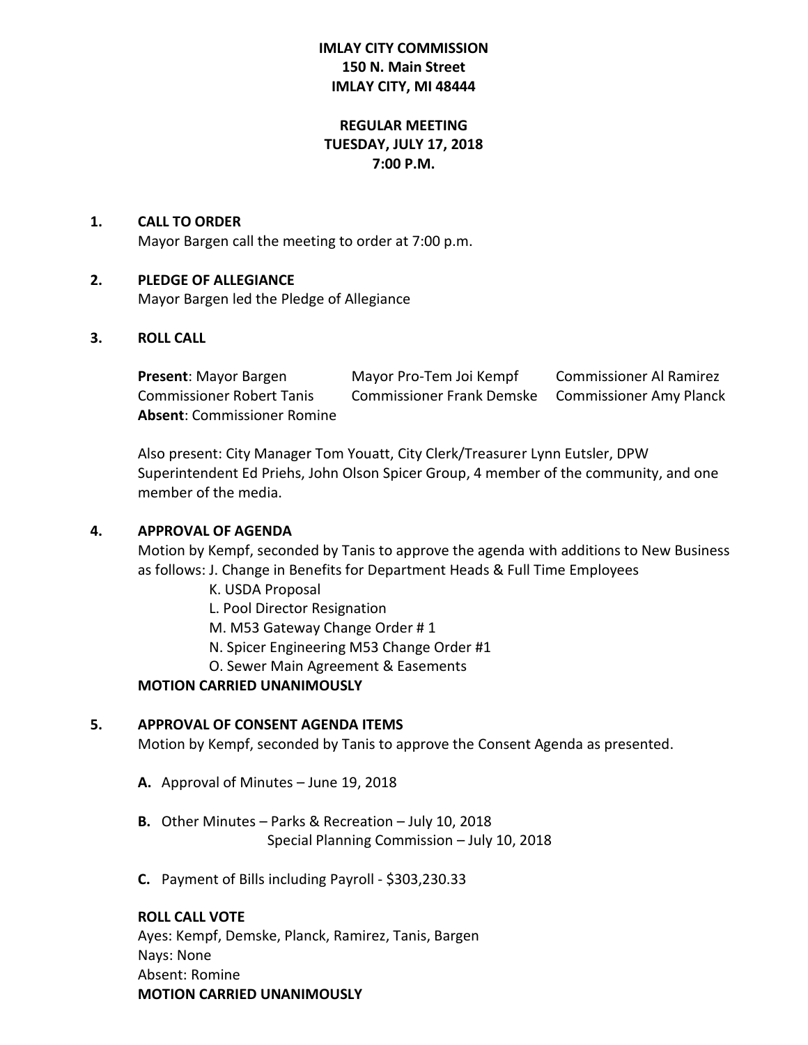**IMLAY CITY COMMISSION**
**150 N. Main Street**
**IMLAY CITY, MI 48444**

**REGULAR MEETING**
**TUESDAY, JULY 17, 2018**
**7:00 P.M.**

**1. CALL TO ORDER**

Mayor Bargen call the meeting to order at 7:00 p.m.

**2. PLEDGE OF ALLEGIANCE**

Mayor Bargen led the Pledge of Allegiance

**3. ROLL CALL**

**Present**: Mayor Bargen, Mayor Pro-Tem Joi Kempf, Commissioner Al Ramirez, Commissioner Robert Tanis, Commissioner Frank Demske, Commissioner Amy Planck
**Absent**: Commissioner Romine

Also present: City Manager Tom Youatt, City Clerk/Treasurer Lynn Eutsler, DPW Superintendent Ed Priehs, John Olson Spicer Group, 4 member of the community, and one member of the media.

**4. APPROVAL OF AGENDA**

Motion by Kempf, seconded by Tanis to approve the agenda with additions to New Business as follows: J. Change in Benefits for Department Heads & Full Time Employees

K. USDA Proposal
L. Pool Director Resignation
M. M53 Gateway Change Order # 1
N. Spicer Engineering M53 Change Order #1
O. Sewer Main Agreement & Easements

**MOTION CARRIED UNANIMOUSLY**

**5. APPROVAL OF CONSENT AGENDA ITEMS**

Motion by Kempf, seconded by Tanis to approve the Consent Agenda as presented.

**A.** Approval of Minutes – June 19, 2018

**B.** Other Minutes – Parks & Recreation – July 10, 2018
Special Planning Commission – July 10, 2018

**C.** Payment of Bills including Payroll - $303,230.33

**ROLL CALL VOTE**
Ayes: Kempf, Demske, Planck, Ramirez, Tanis, Bargen
Nays: None
Absent: Romine
**MOTION CARRIED UNANIMOUSLY**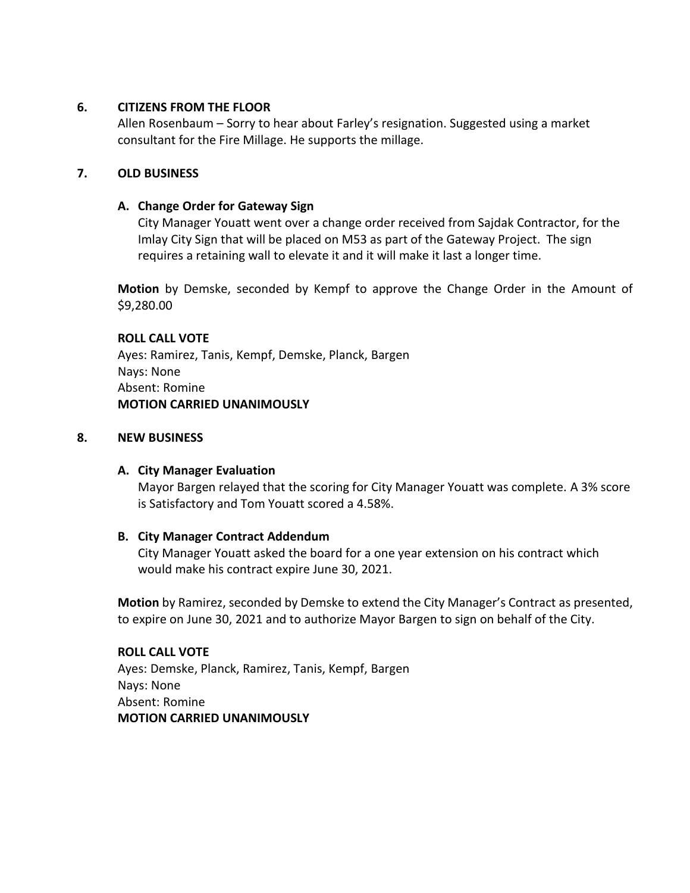## 6. CITIZENS FROM THE FLOOR

Allen Rosenbaum – Sorry to hear about Farley's resignation. Suggested using a market consultant for the Fire Millage. He supports the millage.

## 7. OLD BUSINESS

### A. Change Order for Gateway Sign

City Manager Youatt went over a change order received from Sajdak Contractor, for the Imlay City Sign that will be placed on M53 as part of the Gateway Project. The sign requires a retaining wall to elevate it and it will make it last a longer time.

**Motion** by Demske, seconded by Kempf to approve the Change Order in the Amount of $9,280.00

**ROLL CALL VOTE**
Ayes: Ramirez, Tanis, Kempf, Demske, Planck, Bargen
Nays: None
Absent: Romine
**MOTION CARRIED UNANIMOUSLY**

## 8. NEW BUSINESS

### A. City Manager Evaluation

Mayor Bargen relayed that the scoring for City Manager Youatt was complete. A 3% score is Satisfactory and Tom Youatt scored a 4.58%.

### B. City Manager Contract Addendum

City Manager Youatt asked the board for a one year extension on his contract which would make his contract expire June 30, 2021.

**Motion** by Ramirez, seconded by Demske to extend the City Manager's Contract as presented, to expire on June 30, 2021 and to authorize Mayor Bargen to sign on behalf of the City.

**ROLL CALL VOTE**
Ayes: Demske, Planck, Ramirez, Tanis, Kempf, Bargen
Nays: None
Absent: Romine
**MOTION CARRIED UNANIMOUSLY**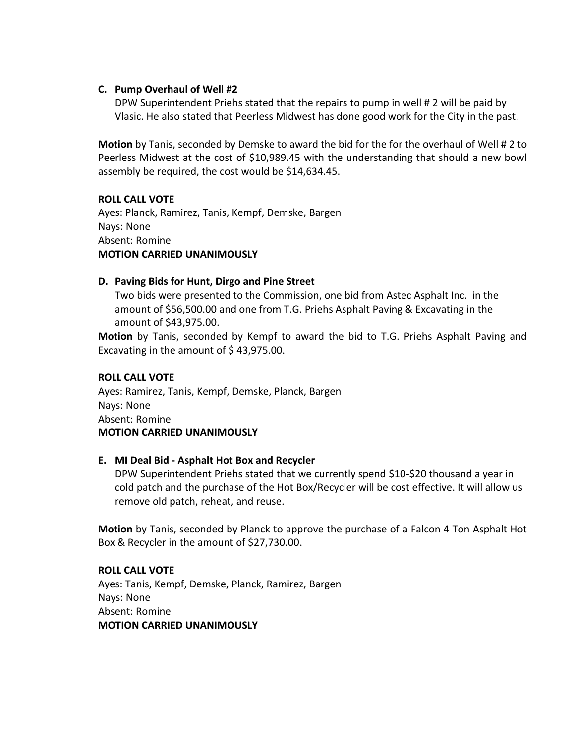**C. Pump Overhaul of Well #2**

DPW Superintendent Priehs stated that the repairs to pump in well # 2 will be paid by Vlasic. He also stated that Peerless Midwest has done good work for the City in the past.

**Motion** by Tanis, seconded by Demske to award the bid for the for the overhaul of Well # 2 to Peerless Midwest at the cost of $10,989.45 with the understanding that should a new bowl assembly be required, the cost would be $14,634.45.

**ROLL CALL VOTE**
Ayes: Planck, Ramirez, Tanis, Kempf, Demske, Bargen
Nays: None
Absent: Romine
**MOTION CARRIED UNANIMOUSLY**

**D. Paving Bids for Hunt, Dirgo and Pine Street**

Two bids were presented to the Commission, one bid from Astec Asphalt Inc. in the amount of $56,500.00 and one from T.G. Priehs Asphalt Paving & Excavating in the amount of $43,975.00.

**Motion** by Tanis, seconded by Kempf to award the bid to T.G. Priehs Asphalt Paving and Excavating in the amount of $ 43,975.00.

**ROLL CALL VOTE**
Ayes: Ramirez, Tanis, Kempf, Demske, Planck, Bargen
Nays: None
Absent: Romine
**MOTION CARRIED UNANIMOUSLY**

**E. MI Deal Bid - Asphalt Hot Box and Recycler**

DPW Superintendent Priehs stated that we currently spend $10-$20 thousand a year in cold patch and the purchase of the Hot Box/Recycler will be cost effective. It will allow us remove old patch, reheat, and reuse.

**Motion** by Tanis, seconded by Planck to approve the purchase of a Falcon 4 Ton Asphalt Hot Box & Recycler in the amount of $27,730.00.

**ROLL CALL VOTE**
Ayes: Tanis, Kempf, Demske, Planck, Ramirez, Bargen
Nays: None
Absent: Romine
**MOTION CARRIED UNANIMOUSLY**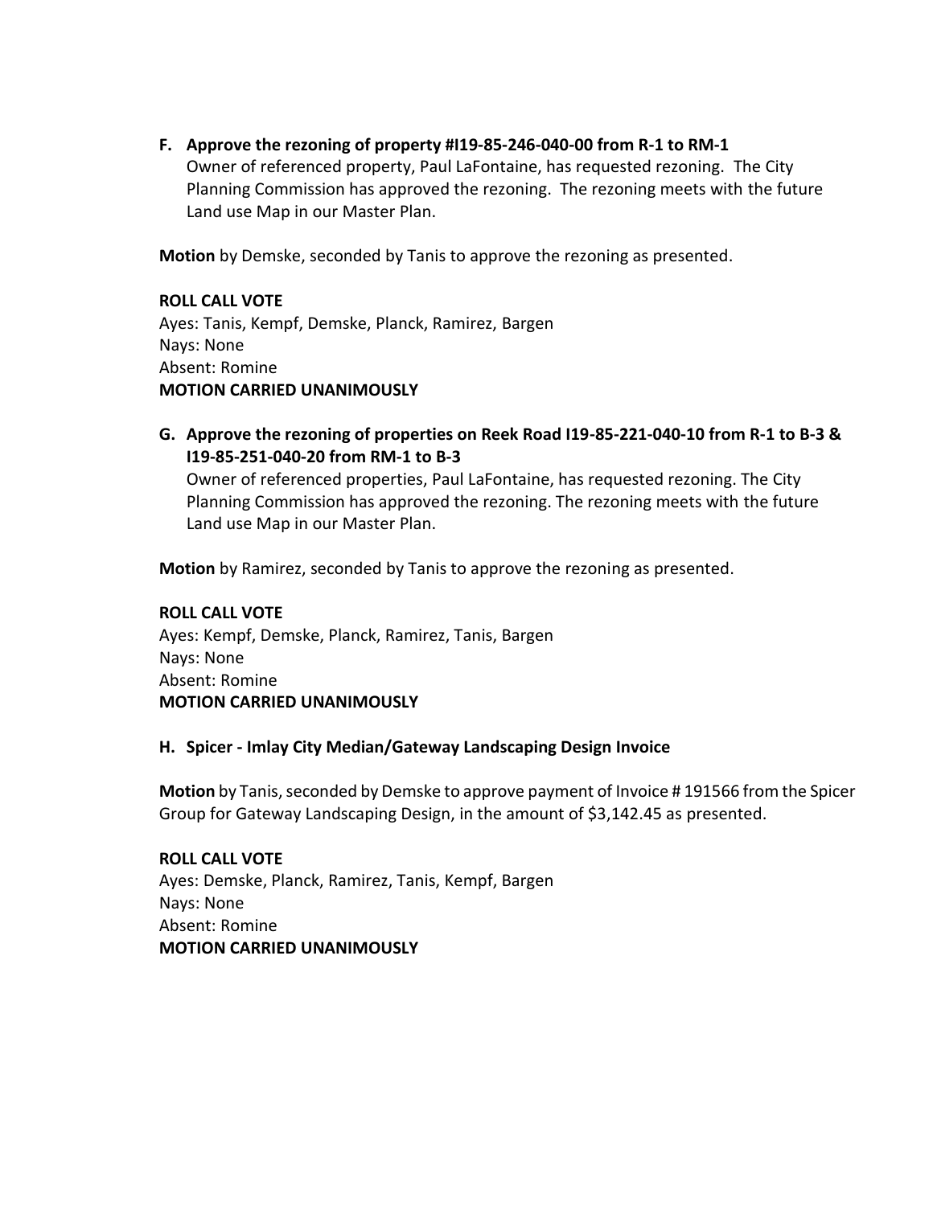**F. Approve the rezoning of property #I19-85-246-040-00 from R-1 to RM-1**

Owner of referenced property, Paul LaFontaine, has requested rezoning. The City Planning Commission has approved the rezoning. The rezoning meets with the future Land use Map in our Master Plan.

**Motion** by Demske, seconded by Tanis to approve the rezoning as presented.

**ROLL CALL VOTE**
Ayes: Tanis, Kempf, Demske, Planck, Ramirez, Bargen
Nays: None
Absent: Romine
**MOTION CARRIED UNANIMOUSLY**

**G. Approve the rezoning of properties on Reek Road I19-85-221-040-10 from R-1 to B-3 & I19-85-251-040-20 from RM-1 to B-3**

Owner of referenced properties, Paul LaFontaine, has requested rezoning. The City Planning Commission has approved the rezoning. The rezoning meets with the future Land use Map in our Master Plan.

**Motion** by Ramirez, seconded by Tanis to approve the rezoning as presented.

**ROLL CALL VOTE**
Ayes: Kempf, Demske, Planck, Ramirez, Tanis, Bargen
Nays: None
Absent: Romine
**MOTION CARRIED UNANIMOUSLY**

**H. Spicer - Imlay City Median/Gateway Landscaping Design Invoice**

**Motion** by Tanis, seconded by Demske to approve payment of Invoice # 191566 from the Spicer Group for Gateway Landscaping Design, in the amount of $3,142.45 as presented.

**ROLL CALL VOTE**
Ayes: Demske, Planck, Ramirez, Tanis, Kempf, Bargen
Nays: None
Absent: Romine
**MOTION CARRIED UNANIMOUSLY**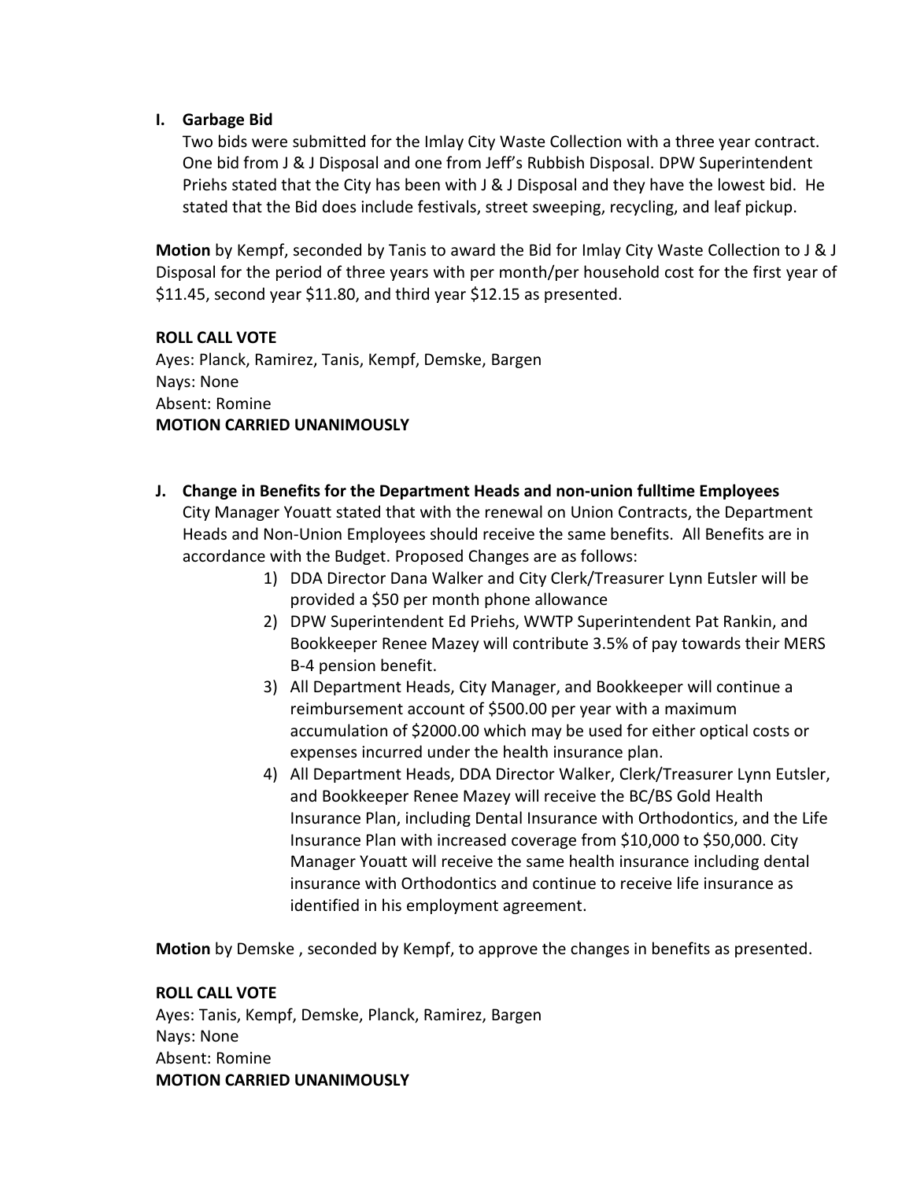**I. Garbage Bid**

Two bids were submitted for the Imlay City Waste Collection with a three year contract. One bid from J & J Disposal and one from Jeff's Rubbish Disposal. DPW Superintendent Priehs stated that the City has been with J & J Disposal and they have the lowest bid. He stated that the Bid does include festivals, street sweeping, recycling, and leaf pickup.

**Motion** by Kempf, seconded by Tanis to award the Bid for Imlay City Waste Collection to J & J Disposal for the period of three years with per month/per household cost for the first year of $11.45, second year $11.80, and third year $12.15 as presented.

**ROLL CALL VOTE**
Ayes: Planck, Ramirez, Tanis, Kempf, Demske, Bargen
Nays: None
Absent: Romine
**MOTION CARRIED UNANIMOUSLY**

**J. Change in Benefits for the Department Heads and non-union fulltime Employees**

City Manager Youatt stated that with the renewal on Union Contracts, the Department Heads and Non-Union Employees should receive the same benefits. All Benefits are in accordance with the Budget. Proposed Changes are as follows:

1) DDA Director Dana Walker and City Clerk/Treasurer Lynn Eutsler will be provided a $50 per month phone allowance
2) DPW Superintendent Ed Priehs, WWTP Superintendent Pat Rankin, and Bookkeeper Renee Mazey will contribute 3.5% of pay towards their MERS B-4 pension benefit.
3) All Department Heads, City Manager, and Bookkeeper will continue a reimbursement account of $500.00 per year with a maximum accumulation of $2000.00 which may be used for either optical costs or expenses incurred under the health insurance plan.
4) All Department Heads, DDA Director Walker, Clerk/Treasurer Lynn Eutsler, and Bookkeeper Renee Mazey will receive the BC/BS Gold Health Insurance Plan, including Dental Insurance with Orthodontics, and the Life Insurance Plan with increased coverage from $10,000 to $50,000. City Manager Youatt will receive the same health insurance including dental insurance with Orthodontics and continue to receive life insurance as identified in his employment agreement.

**Motion** by Demske , seconded by Kempf, to approve the changes in benefits as presented.

**ROLL CALL VOTE**
Ayes: Tanis, Kempf, Demske, Planck, Ramirez, Bargen
Nays: None
Absent: Romine
**MOTION CARRIED UNANIMOUSLY**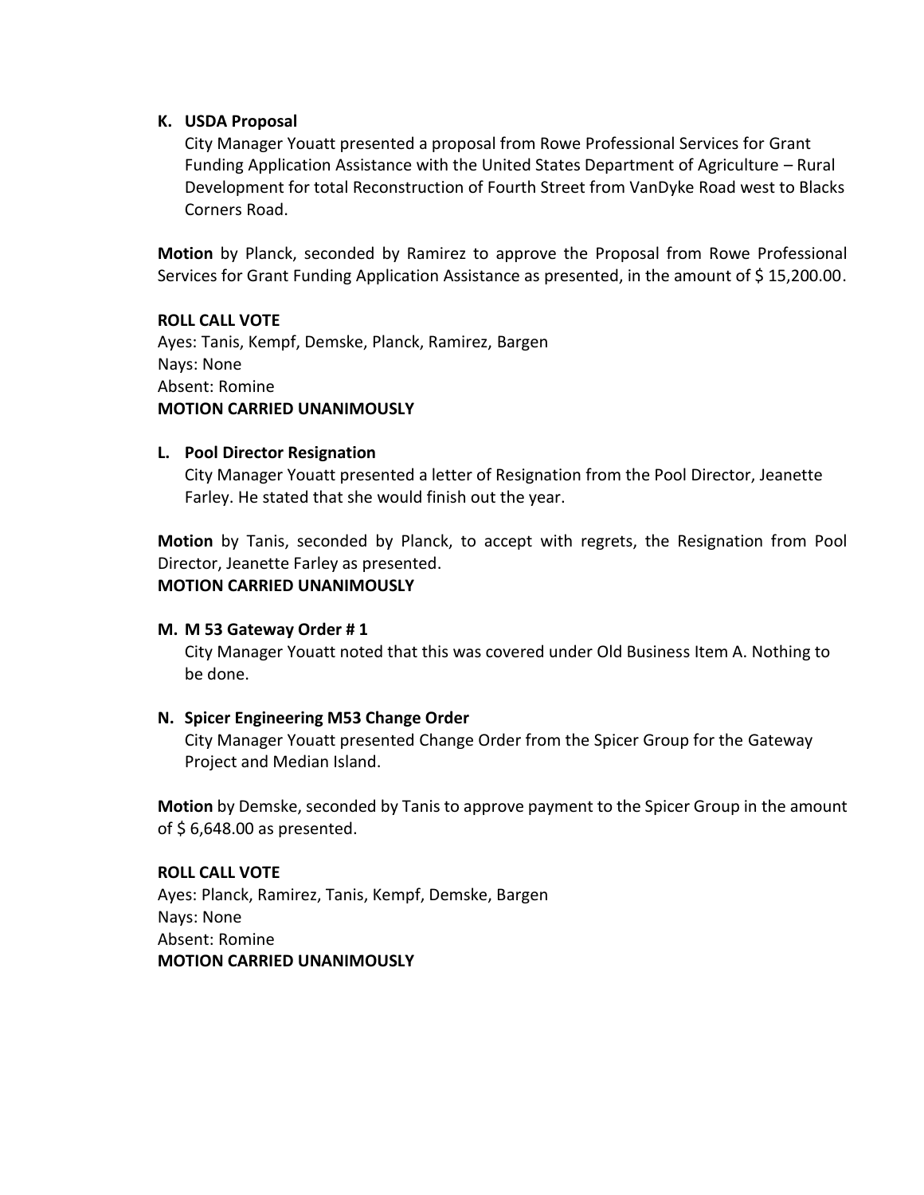**K. USDA Proposal**

City Manager Youatt presented a proposal from Rowe Professional Services for Grant Funding Application Assistance with the United States Department of Agriculture – Rural Development for total Reconstruction of Fourth Street from VanDyke Road west to Blacks Corners Road.

**Motion** by Planck, seconded by Ramirez to approve the Proposal from Rowe Professional Services for Grant Funding Application Assistance as presented, in the amount of $ 15,200.00.

**ROLL CALL VOTE**
Ayes: Tanis, Kempf, Demske, Planck, Ramirez, Bargen
Nays: None
Absent: Romine
**MOTION CARRIED UNANIMOUSLY**

**L. Pool Director Resignation**

City Manager Youatt presented a letter of Resignation from the Pool Director, Jeanette Farley. He stated that she would finish out the year.

**Motion** by Tanis, seconded by Planck, to accept with regrets, the Resignation from Pool Director, Jeanette Farley as presented.
**MOTION CARRIED UNANIMOUSLY**

**M. M 53 Gateway Order # 1**

City Manager Youatt noted that this was covered under Old Business Item A. Nothing to be done.

**N. Spicer Engineering M53 Change Order**

City Manager Youatt presented Change Order from the Spicer Group for the Gateway Project and Median Island.

**Motion** by Demske, seconded by Tanis to approve payment to the Spicer Group in the amount of $ 6,648.00 as presented.

**ROLL CALL VOTE**
Ayes: Planck, Ramirez, Tanis, Kempf, Demske, Bargen
Nays: None
Absent: Romine
**MOTION CARRIED UNANIMOUSLY**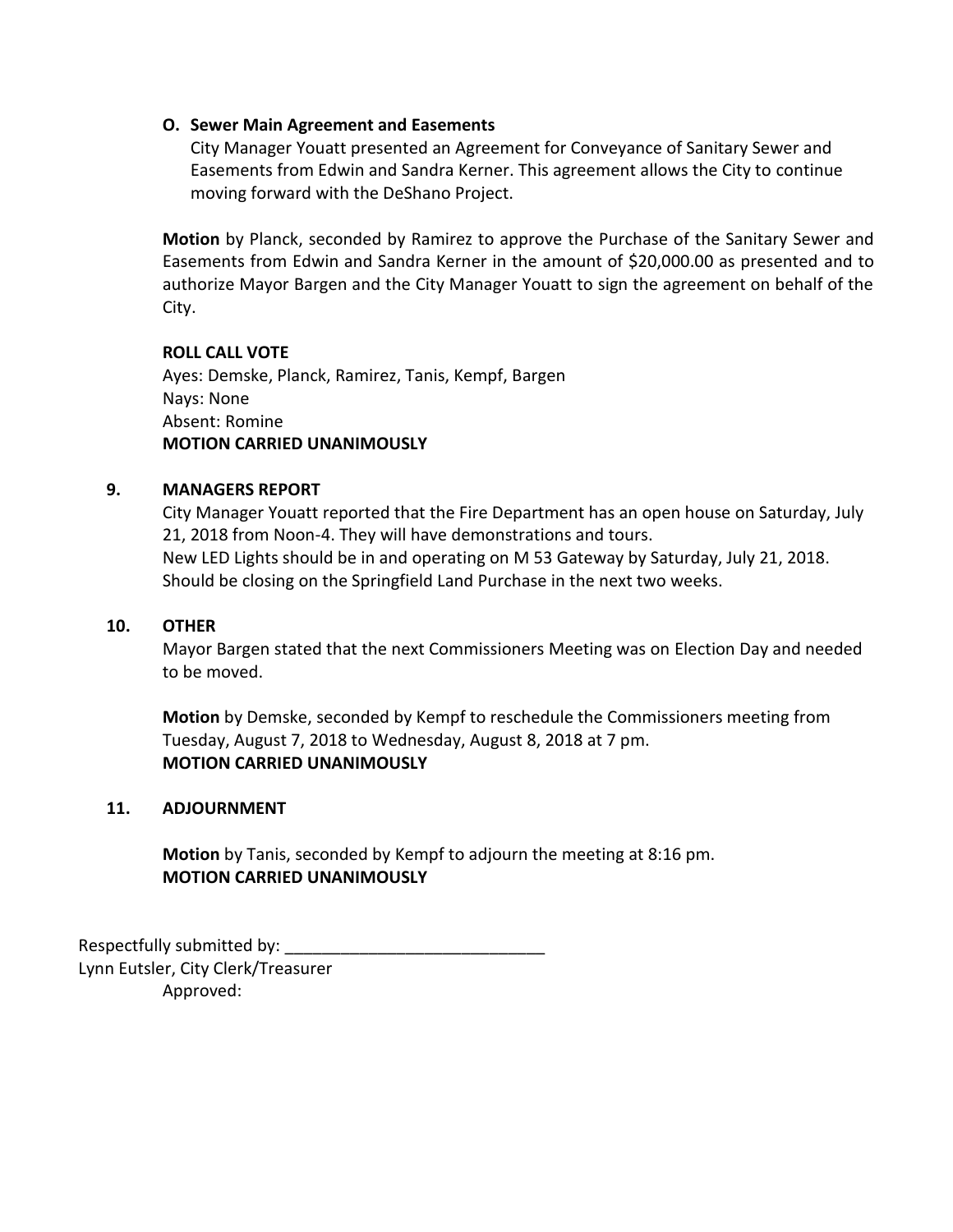**O. Sewer Main Agreement and Easements**

City Manager Youatt presented an Agreement for Conveyance of Sanitary Sewer and Easements from Edwin and Sandra Kerner. This agreement allows the City to continue moving forward with the DeShano Project.

**Motion** by Planck, seconded by Ramirez to approve the Purchase of the Sanitary Sewer and Easements from Edwin and Sandra Kerner in the amount of $20,000.00 as presented and to authorize Mayor Bargen and the City Manager Youatt to sign the agreement on behalf of the City.

**ROLL CALL VOTE**
Ayes: Demske, Planck, Ramirez, Tanis, Kempf, Bargen
Nays: None
Absent: Romine
**MOTION CARRIED UNANIMOUSLY**

## 9. MANAGERS REPORT

City Manager Youatt reported that the Fire Department has an open house on Saturday, July 21, 2018 from Noon-4. They will have demonstrations and tours.
New LED Lights should be in and operating on M 53 Gateway by Saturday, July 21, 2018.
Should be closing on the Springfield Land Purchase in the next two weeks.

## 10. OTHER

Mayor Bargen stated that the next Commissioners Meeting was on Election Day and needed to be moved.

**Motion** by Demske, seconded by Kempf to reschedule the Commissioners meeting from Tuesday, August 7, 2018 to Wednesday, August 8, 2018 at 7 pm.
**MOTION CARRIED UNANIMOUSLY**

## 11. ADJOURNMENT

**Motion** by Tanis, seconded by Kempf to adjourn the meeting at 8:16 pm.
**MOTION CARRIED UNANIMOUSLY**

Respectfully submitted by: ____________________________
Lynn Eutsler, City Clerk/Treasurer
Approved: